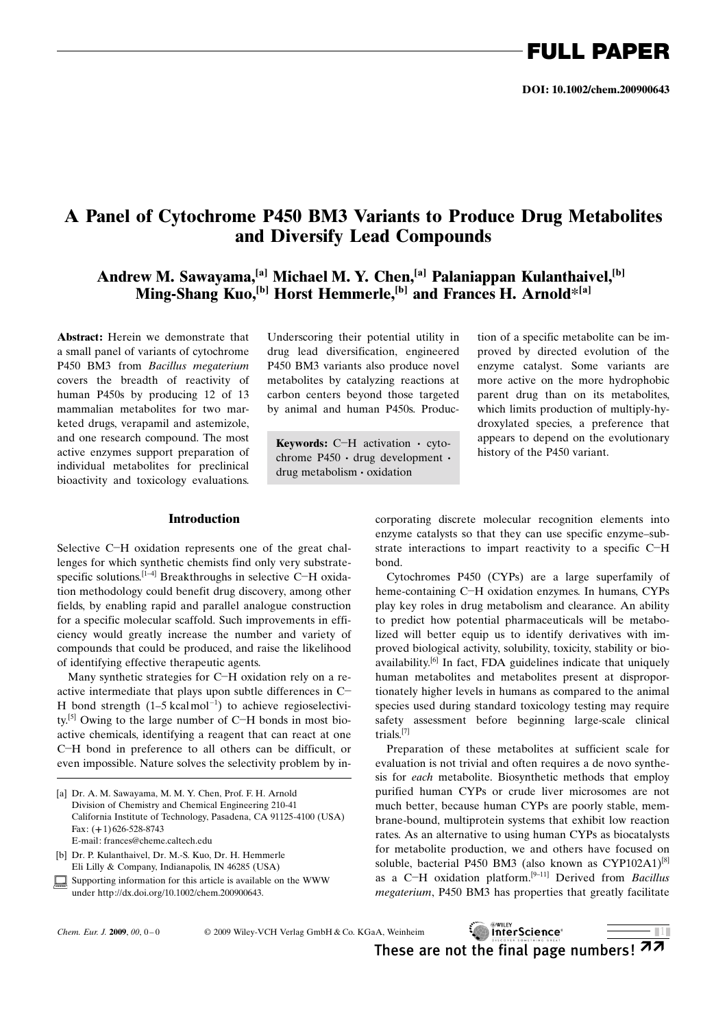# A Panel of Cytochrome P450 BM3 Variants to Produce Drug Metabolites and Diversify Lead Compounds

**Andrew M. Sawayama,[a] Michael M. Y. Chen,[a] Palaniappan Kulanthaivel,[b] Ming-Shang Kuo,[b] Horst Hemmerle,[b] and Frances H. Arnold*[a]**

**Abstract:** Herein we demonstrate that a small panel of variants of cytochrome P450 BM3 from *Bacillus megaterium* covers the breadth of reactivity of human P450s by producing 12 of 13 mammalian metabolites for two marketed drugs, verapamil and astemizole, and one research compound. The most active enzymes support preparation of individual metabolites for preclinical bioactivity and toxicology evaluations. Underscoring their potential utility in drug lead diversification, engineered P450 BM3 variants also produce novel metabolites by catalyzing reactions at carbon centers beyond those targeted by animal and human P450s. Production of a specific metabolite can be improved by directed evolution of the enzyme catalyst. Some variants are more active on the more hydrophobic parent drug than on its metabolites, which limits production of multiply-hydroxylated species, a preference that appears to depend on the evolutionary history of the P450 variant.

**Keywords:** C–H activation · cytochrome P450 · drug development · drug metabolism · oxidation

## Introduction

Selective C–H oxidation represents one of the great challenges for which synthetic chemists find only very substrate-specific solutions.[1–4] Breakthroughs in selective C–H oxidation methodology could benefit drug discovery, among other fields, by enabling rapid and parallel analogue construction for a specific molecular scaffold. Such improvements in efficiency would greatly increase the number and variety of compounds that could be produced, and raise the likelihood of identifying effective therapeutic agents.

Many synthetic strategies for C–H oxidation rely on a reactive intermediate that plays upon subtle differences in C–H bond strength (1–5 $kcal\,mol^{-1}$) to achieve regioselectivity.[5] Owing to the large number of C–H bonds in most bioactive chemicals, identifying a reagent that can react at one C–H bond in preference to all others can be difficult, or even impossible. Nature solves the selectivity problem by incorporating discrete molecular recognition elements into enzyme catalysts so that they can use specific enzyme–substrate interactions to impart reactivity to a specific C–H bond.

Cytochromes P450 (CYPs) are a large superfamily of heme-containing C–H oxidation enzymes. In humans, CYPs play key roles in drug metabolism and clearance. An ability to predict how potential pharmaceuticals will be metabolized will better equip us to identify derivatives with improved biological activity, solubility, toxicity, stability or bioavailability.[6] In fact, FDA guidelines indicate that uniquely human metabolites and metabolites present at disproportionately higher levels in humans as compared to the animal species used during standard toxicology testing may require safety assessment before beginning large-scale clinical trials.[7]

Preparation of these metabolites at sufficient scale for evaluation is not trivial and often requires a de novo synthesis for *each* metabolite. Biosynthetic methods that employ purified human CYPs or crude liver microsomes are not much better, because human CYPs are poorly stable, membrane-bound, multiprotein systems that exhibit low reaction rates. As an alternative to using human CYPs as biocatalysts for metabolite production, we and others have focused on soluble, bacterial P450 BM3 (also known as CYP102A1)[8] as a C–H oxidation platform.[9–11] Derived from *Bacillus megaterium*, P450 BM3 has properties that greatly facilitate

---

[a] Dr. A. M. Sawayama, M. M. Y. Chen, Prof. F. H. Arnold
Division of Chemistry and Chemical Engineering 210-41
California Institute of Technology, Pasadena, CA 91125-4100 (USA)
Fax: (+1) 626-528-8743
E-mail: frances@cheme.caltech.edu

[b] Dr. P. Kulanthaivel, Dr. M.-S. Kuo, Dr. H. Hemmerle
Eli Lilly & Company, Indianapolis, IN 46285 (USA)

Supporting information for this article is available on the WWW under http://dx.doi.org/10.1002/chem.200900643.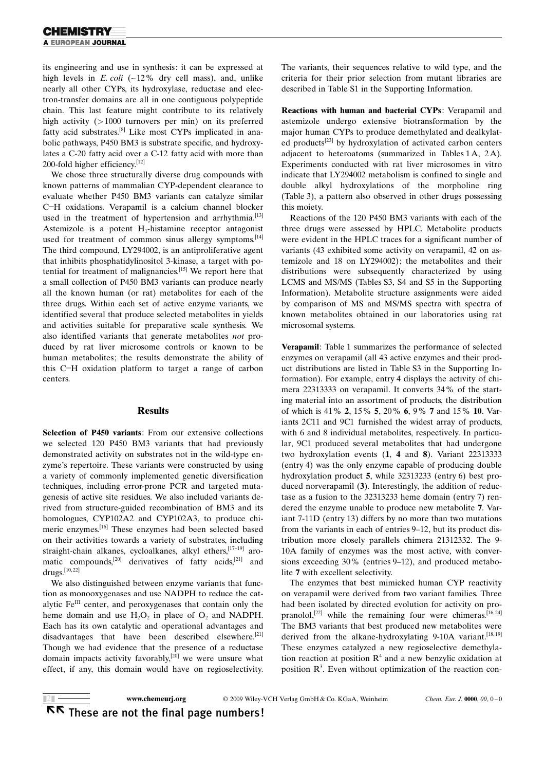its engineering and use in synthesis: it can be expressed at high levels in *E. coli* (~12% dry cell mass), and, unlike nearly all other CYPs, its hydroxylase, reductase and electron-transfer domains are all in one contiguous polypeptide chain. This last feature might contribute to its relatively high activity (>1000 turnovers per min) on its preferred fatty acid substrates.[8] Like most CYPs implicated in anabolic pathways, P450 BM3 is substrate specific, and hydroxylates a C-20 fatty acid over a C-12 fatty acid with more than 200-fold higher efficiency.[12]

We chose three structurally diverse drug compounds with known patterns of mammalian CYP-dependent clearance to evaluate whether P450 BM3 variants can catalyze similar C–H oxidations. Verapamil is a calcium channel blocker used in the treatment of hypertension and arrhythmia.[13] Astemizole is a potent $H_1$-histamine receptor antagonist used for treatment of common sinus allergy symptoms.[14] The third compound, LY294002, is an antiproliferative agent that inhibits phosphatidylinositol 3-kinase, a target with potential for treatment of malignancies.[15] We report here that a small collection of P450 BM3 variants can produce nearly all the known human (or rat) metabolites for each of the three drugs. Within each set of active enzyme variants, we identified several that produce selected metabolites in yields and activities suitable for preparative scale synthesis. We also identified variants that generate metabolites *not* produced by rat liver microsome controls or known to be human metabolites; the results demonstrate the ability of this C–H oxidation platform to target a range of carbon centers.

## Results

**Selection of P450 variants**: From our extensive collections we selected 120 P450 BM3 variants that had previously demonstrated activity on substrates not in the wild-type enzyme's repertoire. These variants were constructed by using a variety of commonly implemented genetic diversification techniques, including error-prone PCR and targeted mutagenesis of active site residues. We also included variants derived from structure-guided recombination of BM3 and its homologues, CYP102A2 and CYP102A3, to produce chimeric enzymes.[16] These enzymes had been selected based on their activities towards a variety of substrates, including straight-chain alkanes, cycloalkanes, alkyl ethers,[17–19] aromatic compounds,[20] derivatives of fatty acids,[21] and drugs.[10,22]

We also distinguished between enzyme variants that function as monooxygenases and use NADPH to reduce the catalytic $Fe^{III}$ center, and peroxygenases that contain only the heme domain and use $H_2O_2$ in place of $O_2$ and NADPH. Each has its own catalytic and operational advantages and disadvantages that have been described elsewhere.[21] Though we had evidence that the presence of a reductase domain impacts activity favorably,[20] we were unsure what effect, if any, this domain would have on regioselectivity. The variants, their sequences relative to wild type, and the criteria for their prior selection from mutant libraries are described in Table S1 in the Supporting Information.

**Reactions with human and bacterial CYPs**: Verapamil and astemizole undergo extensive biotransformation by the major human CYPs to produce demethylated and dealkylated products[23] by hydroxylation of activated carbon centers adjacent to heteroatoms (summarized in Tables 1A, 2A). Experiments conducted with rat liver microsomes in vitro indicate that LY294002 metabolism is confined to single and double alkyl hydroxylations of the morpholine ring (Table 3), a pattern also observed in other drugs possessing this moiety.

Reactions of the 120 P450 BM3 variants with each of the three drugs were assessed by HPLC. Metabolite products were evident in the HPLC traces for a significant number of variants (43 exhibited some activity on verapamil, 42 on astemizole and 18 on LY294002); the metabolites and their distributions were subsequently characterized by using LCMS and MS/MS (Tables S3, S4 and S5 in the Supporting Information). Metabolite structure assignments were aided by comparison of MS and MS/MS spectra with spectra of known metabolites obtained in our laboratories using rat microsomal systems.

**Verapamil**: Table 1 summarizes the performance of selected enzymes on verapamil (all 43 active enzymes and their product distributions are listed in Table S3 in the Supporting Information). For example, entry 4 displays the activity of chimera 22313333 on verapamil. It converts 34% of the starting material into an assortment of products, the distribution of which is 41% **2**, 15% **5**, 20% **6**, 9% **7** and 15% **10**. Variants 2C11 and 9C1 furnished the widest array of products, with 6 and 8 individual metabolites, respectively. In particular, 9C1 produced several metabolites that had undergone two hydroxylation events (**1**, **4** and **8**). Variant 22313333 (entry 4) was the only enzyme capable of producing double hydroxylation product **5**, while 32313233 (entry 6) best produced norverapamil (**3**). Interestingly, the addition of reductase as a fusion to the 32313233 heme domain (entry 7) rendered the enzyme unable to produce new metabolite **7**. Variant 7-11D (entry 13) differs by no more than two mutations from the variants in each of entries 9–12, but its product distribution more closely parallels chimera 21312332. The 9-10A family of enzymes was the most active, with conversions exceeding 30% (entries 9–12), and produced metabolite **7** with excellent selectivity.

The enzymes that best mimicked human CYP reactivity on verapamil were derived from two variant families. Three had been isolated by directed evolution for activity on propranolol,[22] while the remaining four were chimeras.[16,24] The BM3 variants that best produced new metabolites were derived from the alkane-hydroxylating 9-10A variant.[18,19] These enzymes catalyzed a new regioselective demethylation reaction at position $R^4$ and a new benzylic oxidation at position $R^3$. Even without optimization of the reaction con-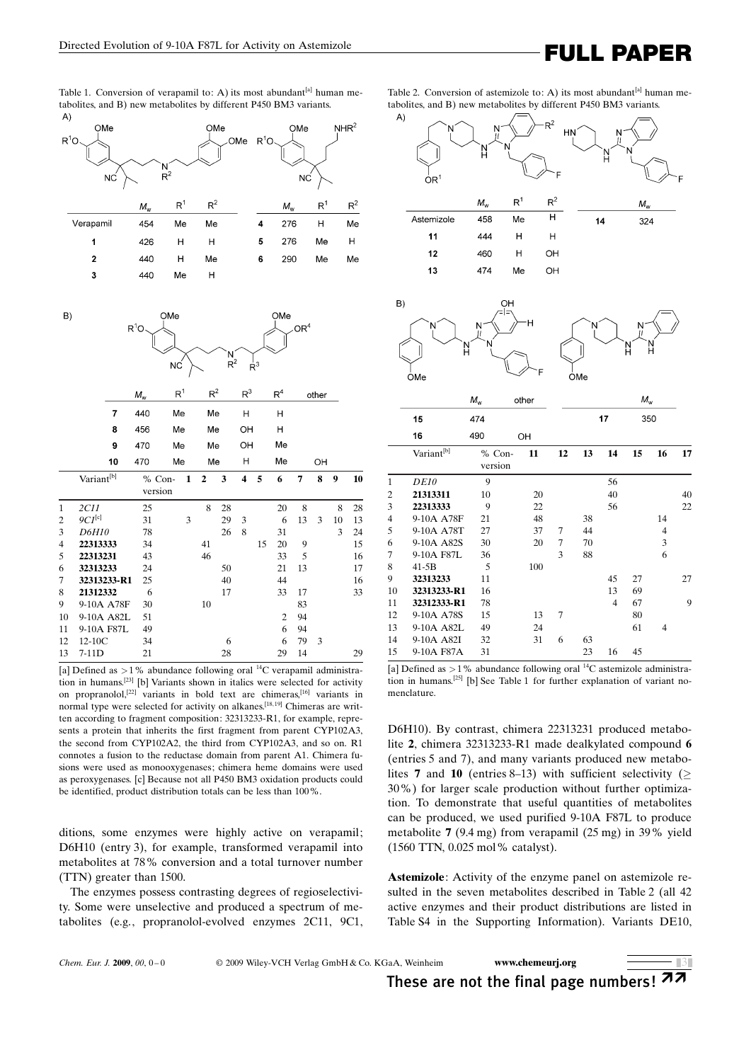Table 1. Conversion of verapamil to: A) its most abundant[a] human metabolites, and B) new metabolites by different P450 BM3 variants.

A)

| | $M_w$ | $R^1$ | $R^2$ |
|---|---|---|---|
| Verapamil | 454 | Me | Me |
| **1** | 426 | H | H |
| **2** | 440 | H | Me |
| **3** | 440 | Me | H |

| | $M_w$ | $R^1$ | $R^2$ |
|---|---|---|---|
| **4** | 276 | H | Me |
| **5** | 276 | Me | H |
| **6** | 290 | Me | Me |

B)

| | $M_w$ | $R^1$ | $R^2$ | $R^3$ | $R^4$ | other |
|---|---|---|---|---|---|---|
| **7** | 440 | Me | Me | H | H | |
| **8** | 456 | Me | Me | OH | H | |
| **9** | 470 | Me | Me | OH | Me | |
| **10** | 470 | Me | Me | H | Me | OH |

| | Variant[b] | % Conversion | **1** | **2** | **3** | **4** | **5** | **6** | **7** | **8** | **9** | **10** |
|---|---|---|---|---|---|---|---|---|---|---|---|---|
| 1 | *2C11* | 25 | | 8 | 28 | | | 20 | 8 | | 8 | 28 |
| 2 | *9C1*[c] | 31 | 3 | | 29 | 3 | | 6 | 13 | 3 | 10 | 13 |
| 3 | *D6H10* | 78 | | | 26 | 8 | | 31 | | | 3 | 24 |
| 4 | **22313333** | 34 | | 41 | | | 15 | 20 | 9 | | | 15 |
| 5 | **22313231** | 43 | | 46 | | | | 33 | 5 | | | 16 |
| 6 | **32313233** | 24 | | | 50 | | | 21 | 13 | | | 17 |
| 7 | **32313233-R1** | 25 | | | 40 | | | 44 | | | | 16 |
| 8 | **21312332** | 6 | | | 17 | | | 33 | 17 | | | 33 |
| 9 | 9-10A A78F | 30 | | 10 | | | | | 83 | | | |
| 10 | 9-10A A82L | 51 | | | | | | 2 | 94 | | | |
| 11 | 9-10A F87L | 49 | | | | | | 6 | 94 | | | |
| 12 | 12-10C | 34 | | | 6 | | | 6 | 79 | 3 | | |
| 13 | 7-11D | 21 | | | 28 | | | 29 | 14 | | | 29 |

[a] Defined as >1% abundance following oral $^{14}C$ verapamil administration in humans.[23] [b] Variants shown in italics were selected for activity on propranolol,[22] variants in bold text are chimeras,[16] variants in normal type were selected for activity on alkanes.[18,19] Chimeras are written according to fragment composition: 32313233-R1, for example, represents a protein that inherits the first fragment from parent CYP102A3, the second from CYP102A2, the third from CYP102A3, and so on. R1 connotes a fusion to the reductase domain from parent A1. Chimera fusions were used as monooxygenases; chimera heme domains were used as peroxygenases. [c] Because not all P450 BM3 oxidation products could be identified, product distribution totals can be less than 100%.

ditions, some enzymes were highly active on verapamil; D6H10 (entry 3), for example, transformed verapamil into metabolites at 78% conversion and a total turnover number (TTN) greater than 1500.

The enzymes possess contrasting degrees of regioselectivity. Some were unselective and produced a spectrum of metabolites (e.g., propranolol-evolved enzymes 2C11, 9C1, D6H10). By contrast, chimera 22313231 produced metabolite **2**, chimera 32313233-R1 made dealkylated compound **6** (entries 5 and 7), and many variants produced new metabolites **7** and **10** (entries 8–13) with sufficient selectivity (≥30%) for larger scale production without further optimization. To demonstrate that useful quantities of metabolites can be produced, we used purified 9-10A F87L to produce metabolite **7** (9.4 mg) from verapamil (25 mg) in 39% yield (1560 TTN, 0.025 mol% catalyst).

Table 2. Conversion of astemizole to: A) its most abundant[a] human metabolites, and B) new metabolites by different P450 BM3 variants.

A)

| | $M_w$ | $R^1$ | $R^2$ |
|---|---|---|---|
| Astemizole | 458 | Me | H |
| **11** | 444 | H | H |
| **12** | 460 | H | OH |
| **13** | 474 | Me | OH |

| | $M_w$ |
|---|---|
| **14** | 324 |

B)

| | $M_w$ | other |
|---|---|---|
| **15** | 474 | |
| **16** | 490 | OH |

| | $M_w$ |
|---|---|
| **17** | 350 |

| | Variant[b] | % Conversion | **11** | **12** | **13** | **14** | **15** | **16** | **17** |
|---|---|---|---|---|---|---|---|---|---|
| 1 | *DE10* | 9 | | | | 56 | | | |
| 2 | **21313311** | 10 | 20 | | | 40 | | | 40 |
| 3 | **22313333** | 9 | 22 | | | 56 | | | 22 |
| 4 | 9-10A A78F | 21 | 48 | | 38 | | | 14 | |
| 5 | 9-10A A78T | 27 | 37 | 7 | 44 | | | 4 | |
| 6 | 9-10A A82S | 30 | 20 | 7 | 70 | | | 3 | |
| 7 | 9-10A F87L | 36 | | 3 | 88 | | | 6 | |
| 8 | 41-5B | 5 | 100 | | | | | | |
| 9 | **32313233** | 11 | | | | 45 | 27 | | 27 |
| 10 | **32313233-R1** | 16 | | | | 13 | 69 | | |
| 11 | **32312333-R1** | 78 | | | | 4 | 67 | | 9 |
| 12 | 9-10A A78S | 15 | 13 | 7 | | | 80 | | |
| 13 | 9-10A A82L | 49 | 24 | | | | 61 | 4 | |
| 14 | 9-10A A82I | 32 | 31 | 6 | 63 | | | | |
| 15 | 9-10A F87A | 31 | | | 23 | 16 | 45 | | |

[a] Defined as >1% abundance following oral $^{14}C$ astemizole administration in humans.[25] [b] See Table 1 for further explanation of variant nomenclature.

**Astemizole**: Activity of the enzyme panel on astemizole resulted in the seven metabolites described in Table 2 (all 42 active enzymes and their product distributions are listed in Table S4 in the Supporting Information). Variants DE10,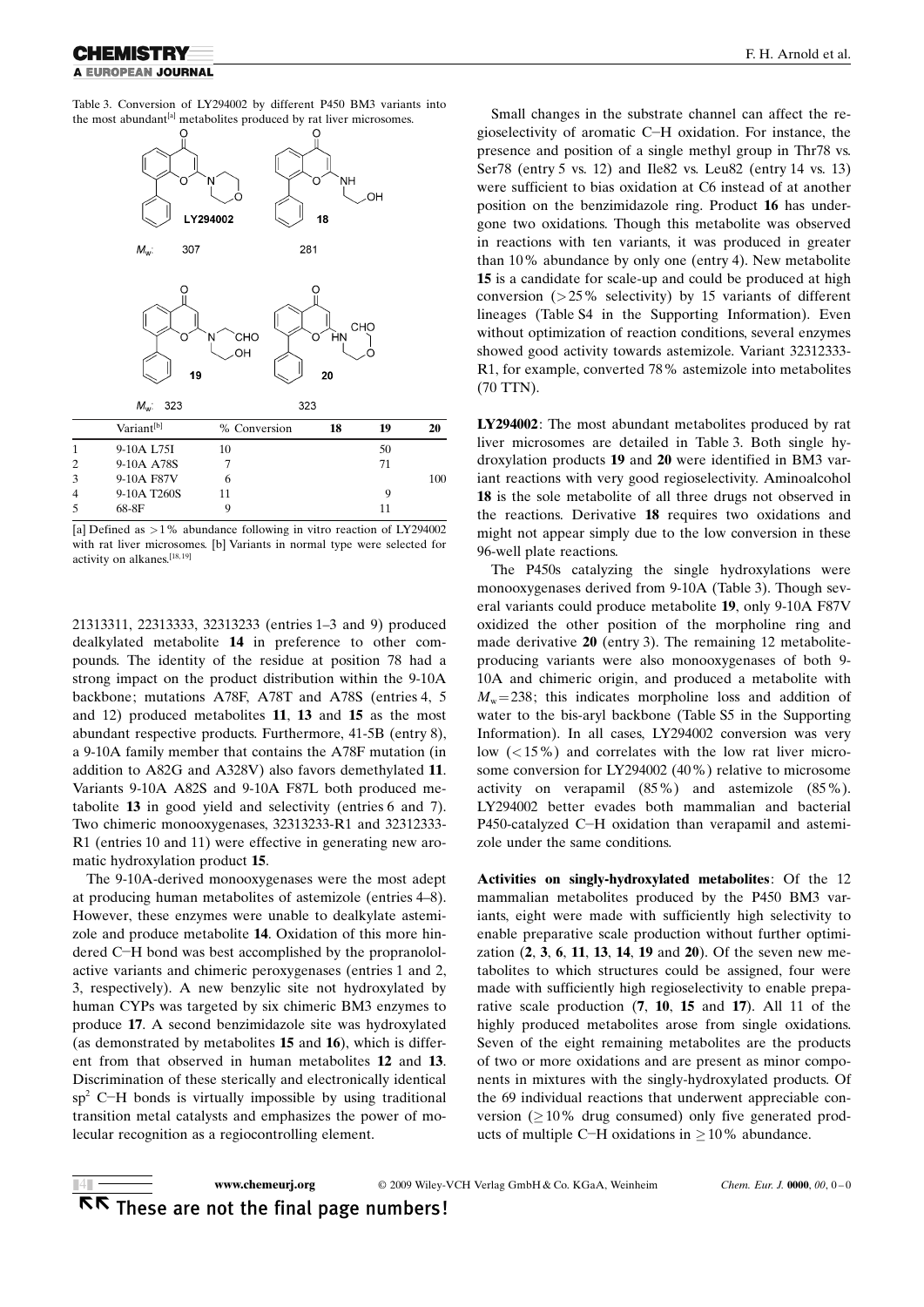Table 3. Conversion of LY294002 by different P450 BM3 variants into the most abundant[a] metabolites produced by rat liver microsomes.

| | LY294002 | 18 | 19 | 20 |
|---|---|---|---|---|
| $M_w$: | 307 | 281 | 323 | 323 |

| | Variant[b] | % Conversion | 18 | 19 | 20 |
|---|---|---|---|---|---|
| 1 | 9-10A L75I | 10 | | 50 | |
| 2 | 9-10A A78S | 7 | | 71 | |
| 3 | 9-10A F87V | 6 | | | 100 |
| 4 | 9-10A T260S | 11 | | 9 | |
| 5 | 68-8F | 9 | | 11 | |

[a] Defined as >1% abundance following in vitro reaction of LY294002 with rat liver microsomes. [b] Variants in normal type were selected for activity on alkanes.[18,19]

21313311, 22313333, 32313233 (entries 1–3 and 9) produced dealkylated metabolite **14** in preference to other compounds. The identity of the residue at position 78 had a strong impact on the product distribution within the 9-10A backbone; mutations A78F, A78T and A78S (entries 4, 5 and 12) produced metabolites **11**, **13** and **15** as the most abundant respective products. Furthermore, 41-5B (entry 8), a 9-10A family member that contains the A78F mutation (in addition to A82G and A328V) also favors demethylated **11**. Variants 9-10A A82S and 9-10A F87L both produced metabolite **13** in good yield and selectivity (entries 6 and 7). Two chimeric monooxygenases, 32313233-R1 and 32312333-R1 (entries 10 and 11) were effective in generating new aromatic hydroxylation product **15**.

The 9-10A-derived monooxygenases were the most adept at producing human metabolites of astemizole (entries 4–8). However, these enzymes were unable to dealkylate astemizole and produce metabolite **14**. Oxidation of this more hindered C–H bond was best accomplished by the propranolol-active variants and chimeric peroxygenases (entries 1 and 2, 3, respectively). A new benzylic site not hydroxylated by human CYPs was targeted by six chimeric BM3 enzymes to produce **17**. A second benzimidazole site was hydroxylated (as demonstrated by metabolites **15** and **16**), which is different from that observed in human metabolites **12** and **13**. Discrimination of these sterically and electronically identical $sp^2$ C–H bonds is virtually impossible by using traditional transition metal catalysts and emphasizes the power of molecular recognition as a regiocontrolling element.

Small changes in the substrate channel can affect the regioselectivity of aromatic C–H oxidation. For instance, the presence and position of a single methyl group in Thr78 vs. Ser78 (entry 5 vs. 12) and Ile82 vs. Leu82 (entry 14 vs. 13) were sufficient to bias oxidation at C6 instead of at another position on the benzimidazole ring. Product **16** has undergone two oxidations. Though this metabolite was observed in reactions with ten variants, it was produced in greater than 10% abundance by only one (entry 4). New metabolite **15** is a candidate for scale-up and could be produced at high conversion (>25% selectivity) by 15 variants of different lineages (Table S4 in the Supporting Information). Even without optimization of reaction conditions, several enzymes showed good activity towards astemizole. Variant 32312333-R1, for example, converted 78% astemizole into metabolites (70 TTN).

**LY294002**: The most abundant metabolites produced by rat liver microsomes are detailed in Table 3. Both single hydroxylation products **19** and **20** were identified in BM3 variant reactions with very good regioselectivity. Aminoalcohol **18** is the sole metabolite of all three drugs not observed in the reactions. Derivative **18** requires two oxidations and might not appear simply due to the low conversion in these 96-well plate reactions.

The P450s catalyzing the single hydroxylations were monooxygenases derived from 9-10A (Table 3). Though several variants could produce metabolite **19**, only 9-10A F87V oxidized the other position of the morpholine ring and made derivative **20** (entry 3). The remaining 12 metabolite-producing variants were also monooxygenases of both 9-10A and chimeric origin, and produced a metabolite with $M_w$=238; this indicates morpholine loss and addition of water to the bis-aryl backbone (Table S5 in the Supporting Information). In all cases, LY294002 conversion was very low (<15%) and correlates with the low rat liver microsome conversion for LY294002 (40%) relative to microsome activity on verapamil (85%) and astemizole (85%). LY294002 better evades both mammalian and bacterial P450-catalyzed C–H oxidation than verapamil and astemizole under the same conditions.

**Activities on singly-hydroxylated metabolites**: Of the 12 mammalian metabolites produced by the P450 BM3 variants, eight were made with sufficiently high selectivity to enable preparative scale production without further optimization (**2**, **3**, **6**, **11**, **13**, **14**, **19** and **20**). Of the seven new metabolites to which structures could be assigned, four were made with sufficiently high regioselectivity to enable preparative scale production (**7**, **10**, **15** and **17**). All 11 of the highly produced metabolites arose from single oxidations. Seven of the eight remaining metabolites are the products of two or more oxidations and are present as minor components in mixtures with the singly-hydroxylated products. Of the 69 individual reactions that underwent appreciable conversion (≥10% drug consumed) only five generated products of multiple C–H oxidations in ≥10% abundance.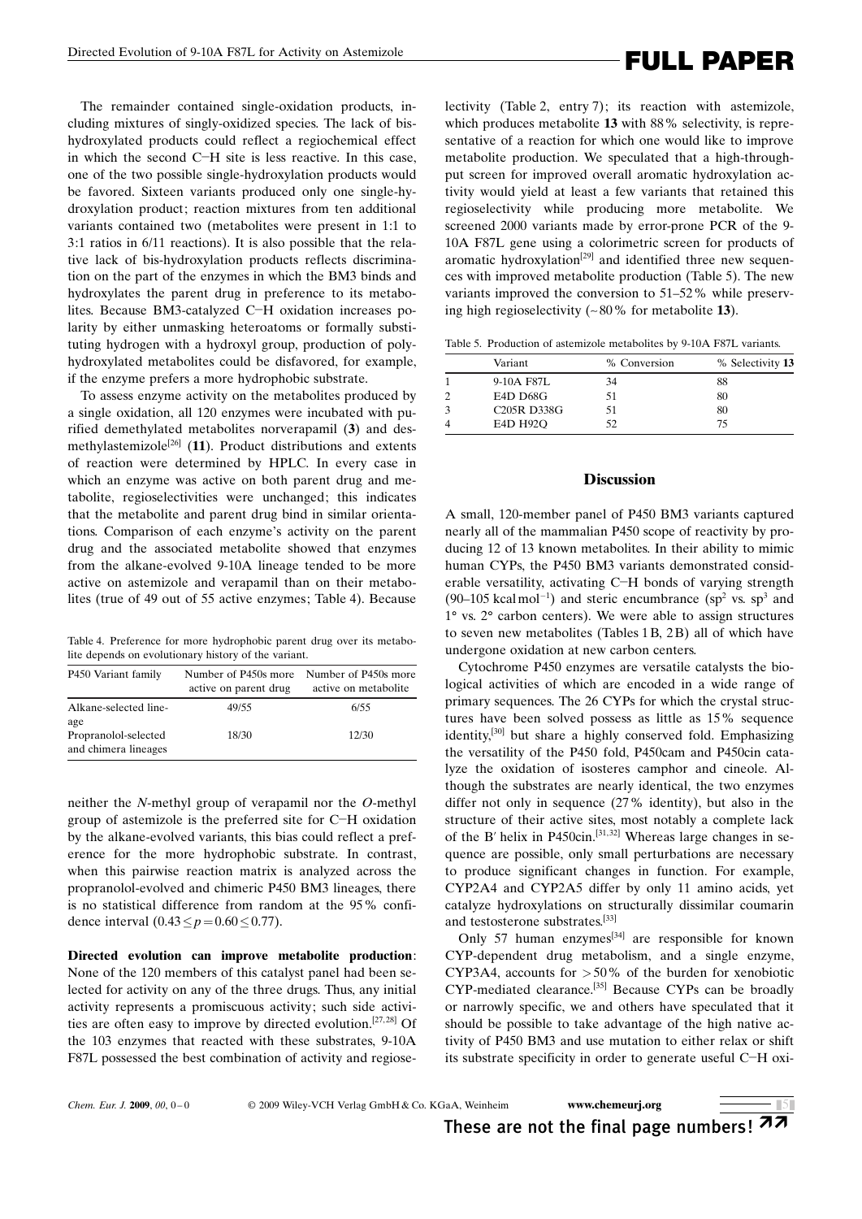The remainder contained single-oxidation products, including mixtures of singly-oxidized species. The lack of bis-hydroxylated products could reflect a regiochemical effect in which the second C−H site is less reactive. In this case, one of the two possible single-hydroxylation products would be favored. Sixteen variants produced only one single-hydroxylation product; reaction mixtures from ten additional variants contained two (metabolites were present in 1:1 to 3:1 ratios in 6/11 reactions). It is also possible that the relative lack of bis-hydroxylation products reflects discrimination on the part of the enzymes in which the BM3 binds and hydroxylates the parent drug in preference to its metabolites. Because BM3-catalyzed C−H oxidation increases polarity by either unmasking heteroatoms or formally substituting hydrogen with a hydroxyl group, production of poly-hydroxylated metabolites could be disfavored, for example, if the enzyme prefers a more hydrophobic substrate.

To assess enzyme activity on the metabolites produced by a single oxidation, all 120 enzymes were incubated with purified demethylated metabolites norverapamil (**3**) and desmethylastemizole[26] (**11**). Product distributions and extents of reaction were determined by HPLC. In every case in which an enzyme was active on both parent drug and metabolite, regioselectivities were unchanged; this indicates that the metabolite and parent drug bind in similar orientations. Comparison of each enzyme's activity on the parent drug and the associated metabolite showed that enzymes from the alkane-evolved 9-10A lineage tended to be more active on astemizole and verapamil than on their metabolites (true of 49 out of 55 active enzymes; Table 4). Because

Table 4. Preference for more hydrophobic parent drug over its metabolite depends on evolutionary history of the variant.

| P450 Variant family | Number of P450s more active on parent drug | Number of P450s more active on metabolite |
|---|---|---|
| Alkane-selected lineage | 49/55 | 6/55 |
| Propranolol-selected and chimera lineages | 18/30 | 12/30 |

neither the *N*-methyl group of verapamil nor the *O*-methyl group of astemizole is the preferred site for C−H oxidation by the alkane-evolved variants, this bias could reflect a preference for the more hydrophobic substrate. In contrast, when this pairwise reaction matrix is analyzed across the propranolol-evolved and chimeric P450 BM3 lineages, there is no statistical difference from random at the 95 % confidence interval ($0.43 \leq p = 0.60 \leq 0.77$).

**Directed evolution can improve metabolite production**: None of the 120 members of this catalyst panel had been selected for activity on any of the three drugs. Thus, any initial activity represents a promiscuous activity; such side activities are often easy to improve by directed evolution.[27,28] Of the 103 enzymes that reacted with these substrates, 9-10A F87L possessed the best combination of activity and regioselectivity (Table 2, entry 7); its reaction with astemizole, which produces metabolite **13** with 88 % selectivity, is representative of a reaction for which one would like to improve metabolite production. We speculated that a high-throughput screen for improved overall aromatic hydroxylation activity would yield at least a few variants that retained this regioselectivity while producing more metabolite. We screened 2000 variants made by error-prone PCR of the 9-10A F87L gene using a colorimetric screen for products of aromatic hydroxylation[29] and identified three new sequences with improved metabolite production (Table 5). The new variants improved the conversion to 51–52 % while preserving high regioselectivity (~80 % for metabolite **13**).

Table 5. Production of astemizole metabolites by 9-10A F87L variants.

| | Variant | % Conversion | % Selectivity **13** |
|---|---|---|---|
| 1 | 9-10A F87L | 34 | 88 |
| 2 | E4D D68G | 51 | 80 |
| 3 | C205R D338G | 51 | 80 |
| 4 | E4D H92Q | 52 | 75 |

## Discussion

A small, 120-member panel of P450 BM3 variants captured nearly all of the mammalian P450 scope of reactivity by producing 12 of 13 known metabolites. In their ability to mimic human CYPs, the P450 BM3 variants demonstrated considerable versatility, activating C−H bonds of varying strength (90–105 kcal mol$^{-1}$) and steric encumbrance ($sp^2$ vs. $sp^3$ and 1° vs. 2° carbon centers). We were able to assign structures to seven new metabolites (Tables 1B, 2B) all of which have undergone oxidation at new carbon centers.

Cytochrome P450 enzymes are versatile catalysts the biological activities of which are encoded in a wide range of primary sequences. The 26 CYPs for which the crystal structures have been solved possess as little as 15 % sequence identity,[30] but share a highly conserved fold. Emphasizing the versatility of the P450 fold, P450cam and P450cin catalyze the oxidation of isosteres camphor and cineole. Although the substrates are nearly identical, the two enzymes differ not only in sequence (27 % identity), but also in the structure of their active sites, most notably a complete lack of the B′ helix in P450cin.[31,32] Whereas large changes in sequence are possible, only small perturbations are necessary to produce significant changes in function. For example, CYP2A4 and CYP2A5 differ by only 11 amino acids, yet catalyze hydroxylations on structurally dissimilar coumarin and testosterone substrates.[33]

Only 57 human enzymes[34] are responsible for known CYP-dependent drug metabolism, and a single enzyme, CYP3A4, accounts for >50 % of the burden for xenobiotic CYP-mediated clearance.[35] Because CYPs can be broadly or narrowly specific, we and others have speculated that it should be possible to take advantage of the high native activity of P450 BM3 and use mutation to either relax or shift its substrate specificity in order to generate useful C−H oxi-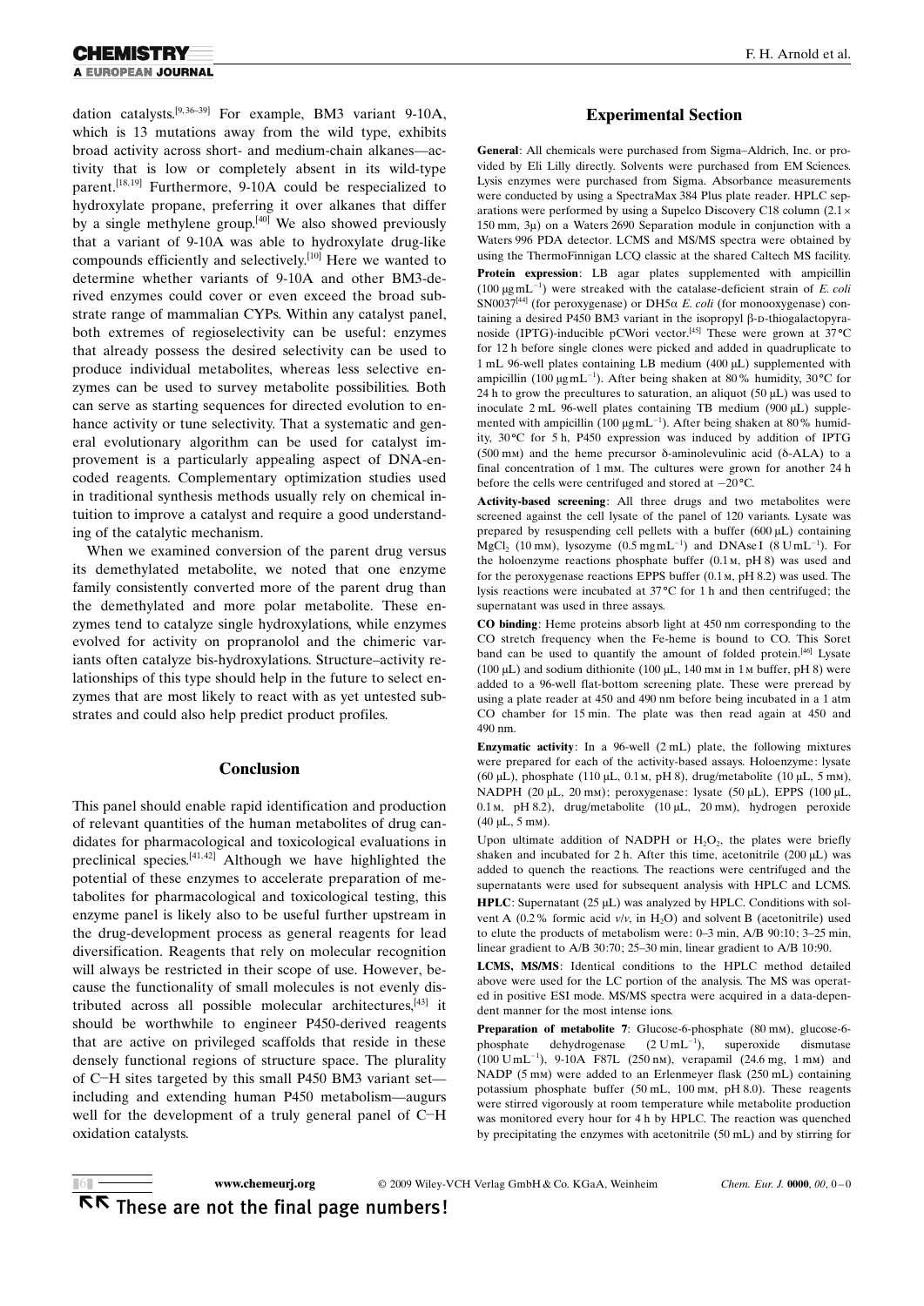dation catalysts.[9,36–39] For example, BM3 variant 9-10A, which is 13 mutations away from the wild type, exhibits broad activity across short- and medium-chain alkanes—activity that is low or completely absent in its wild-type parent.[18,19] Furthermore, 9-10A could be respecialized to hydroxylate propane, preferring it over alkanes that differ by a single methylene group.[40] We also showed previously that a variant of 9-10A was able to hydroxylate drug-like compounds efficiently and selectively.[10] Here we wanted to determine whether variants of 9-10A and other BM3-derived enzymes could cover or even exceed the broad substrate range of mammalian CYPs. Within any catalyst panel, both extremes of regioselectivity can be useful: enzymes that already possess the desired selectivity can be used to produce individual metabolites, whereas less selective enzymes can be used to survey metabolite possibilities. Both can serve as starting sequences for directed evolution to enhance activity or tune selectivity. That a systematic and general evolutionary algorithm can be used for catalyst improvement is a particularly appealing aspect of DNA-encoded reagents. Complementary optimization studies used in traditional synthesis methods usually rely on chemical intuition to improve a catalyst and require a good understanding of the catalytic mechanism.

When we examined conversion of the parent drug versus its demethylated metabolite, we noted that one enzyme family consistently converted more of the parent drug than the demethylated and more polar metabolite. These enzymes tend to catalyze single hydroxylations, while enzymes evolved for activity on propranolol and the chimeric variants often catalyze bis-hydroxylations. Structure–activity relationships of this type should help in the future to select enzymes that are most likely to react with as yet untested substrates and could also help predict product profiles.

## Conclusion

This panel should enable rapid identification and production of relevant quantities of the human metabolites of drug candidates for pharmacological and toxicological evaluations in preclinical species.[41,42] Although we have highlighted the potential of these enzymes to accelerate preparation of metabolites for pharmacological and toxicological testing, this enzyme panel is likely also to be useful further upstream in the drug-development process as general reagents for lead diversification. Reagents that rely on molecular recognition will always be restricted in their scope of use. However, because the functionality of small molecules is not evenly distributed across all possible molecular architectures,[43] it should be worthwhile to engineer P450-derived reagents that are active on privileged scaffolds that reside in these densely functional regions of structure space. The plurality of C–H sites targeted by this small P450 BM3 variant set—including and extending human P450 metabolism—augurs well for the development of a truly general panel of C–H oxidation catalysts.

## Experimental Section

**General**: All chemicals were purchased from Sigma–Aldrich, Inc. or provided by Eli Lilly directly. Solvents were purchased from EM Sciences. Lysis enzymes were purchased from Sigma. Absorbance measurements were conducted by using a SpectraMax 384 Plus plate reader. HPLC separations were performed by using a Supelco Discovery C18 column (2.1 × 150 mm, 3μ) on a Waters 2690 Separation module in conjunction with a Waters 996 PDA detector. LCMS and MS/MS spectra were obtained by using the ThermoFinnigan LCQ classic at the shared Caltech MS facility.

**Protein expression**: LB agar plates supplemented with ampicillin ($100\ \mu g\,mL^{-1}$) were streaked with the catalase-deficient strain of *E. coli* SN0037[44] (for peroxygenase) or DH5α *E. coli* (for monooxygenase) containing a desired P450 BM3 variant in the isopropyl β-D-thiogalactopyranoside (IPTG)-inducible pCWori vector.[45] These were grown at 37 °C for 12 h before single clones were picked and added in quadruplicate to 1 mL 96-well plates containing LB medium (400 μL) supplemented with ampicillin ($100\ \mu g\,mL^{-1}$). After being shaken at 80 % humidity, 30 °C for 24 h to grow the precultures to saturation, an aliquot (50 μL) was used to inoculate 2 mL 96-well plates containing TB medium (900 μL) supplemented with ampicillin ($100\ \mu g\,mL^{-1}$). After being shaken at 80 % humidity, 30 °C for 5 h, P450 expression was induced by addition of IPTG (500 mM) and the heme precursor δ-aminolevulinic acid (δ-ALA) to a final concentration of 1 mM. The cultures were grown for another 24 h before the cells were centrifuged and stored at −20 °C.

**Activity-based screening**: All three drugs and two metabolites were screened against the cell lysate of the panel of 120 variants. Lysate was prepared by resuspending cell pellets with a buffer (600 μL) containing $MgCl_2$ (10 mM), lysozyme ($0.5\ mg\,mL^{-1}$) and DNAse I ($8\ U\,mL^{-1}$). For the holoenzyme reactions phosphate buffer (0.1 M, pH 8) was used and for the peroxygenase reactions EPPS buffer (0.1 M, pH 8.2) was used. The lysis reactions were incubated at 37 °C for 1 h and then centrifuged; the supernatant was used in three assays.

**CO binding**: Heme proteins absorb light at 450 nm corresponding to the CO stretch frequency when the Fe-heme is bound to CO. This Soret band can be used to quantify the amount of folded protein.[46] Lysate (100 μL) and sodium dithionite (100 μL, 140 mM in 1 M buffer, pH 8) were added to a 96-well flat-bottom screening plate. These were preread by using a plate reader at 450 and 490 nm before being incubated in a 1 atm CO chamber for 15 min. The plate was then read again at 450 and 490 nm.

**Enzymatic activity**: In a 96-well (2 mL) plate, the following mixtures were prepared for each of the activity-based assays. Holoenzyme: lysate (60 μL), phosphate (110 μL, 0.1 M, pH 8), drug/metabolite (10 μL, 5 mM), NADPH (20 μL, 20 mM); peroxygenase: lysate (50 μL), EPPS (100 μL, 0.1 M, pH 8.2), drug/metabolite (10 μL, 20 mM), hydrogen peroxide (40 μL, 5 mM).

Upon ultimate addition of NADPH or $H_2O_2$, the plates were briefly shaken and incubated for 2 h. After this time, acetonitrile (200 μL) was added to quench the reactions. The reactions were centrifuged and the supernatants were used for subsequent analysis with HPLC and LCMS.

**HPLC**: Supernatant (25 μL) was analyzed by HPLC. Conditions with solvent A (0.2 % formic acid *v*/*v*, in $H_2O$) and solvent B (acetonitrile) used to elute the products of metabolism were: 0–3 min, A/B 90:10; 3–25 min, linear gradient to A/B 30:70; 25–30 min, linear gradient to A/B 10:90.

**LCMS, MS/MS**: Identical conditions to the HPLC method detailed above were used for the LC portion of the analysis. The MS was operated in positive ESI mode. MS/MS spectra were acquired in a data-dependent manner for the most intense ions.

**Preparation of metabolite 7**: Glucose-6-phosphate (80 mM), glucose-6-phosphate dehydrogenase ($2\ U\,mL^{-1}$), superoxide dismutase ($100\ U\,mL^{-1}$), 9-10A F87L (250 nM), verapamil (24.6 mg, 1 mM) and NADP (5 mM) were added to an Erlenmeyer flask (250 mL) containing potassium phosphate buffer (50 mL, 100 mM, pH 8.0). These reagents were stirred vigorously at room temperature while metabolite production was monitored every hour for 4 h by HPLC. The reaction was quenched by precipitating the enzymes with acetonitrile (50 mL) and by stirring for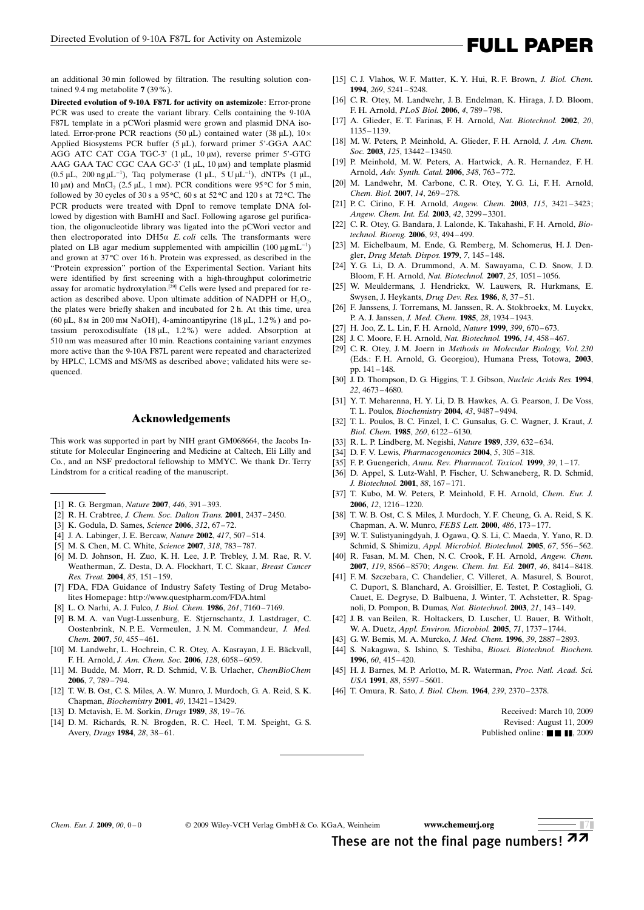an additional 30 min followed by filtration. The resulting solution contained 9.4 mg metabolite **7** (39%).

**Directed evolution of 9-10A F87L for activity on astemizole**: Error-prone PCR was used to create the variant library. Cells containing the 9-10A F87L template in a pCWori plasmid were grown and plasmid DNA isolated. Error-prone PCR reactions (50 μL) contained water (38 μL), 10× Applied Biosystems PCR buffer (5 μL), forward primer 5'-GGA AAC AGG ATC CAT CGA TGC-3' (1 μL, 10 μM), reverse primer 5'-GTG AAG GAA TAC CGC CAA GC-3' (1 μL, 10 μM) and template plasmid (0.5 μL, 200 ng μL$^{-1}$), Taq polymerase (1 μL, 5 U μL$^{-1}$), dNTPs (1 μL, 10 μM) and $MnCl_2$ (2.5 μL, 1 mM). PCR conditions were 95 °C for 5 min, followed by 30 cycles of 30 s a 95 °C, 60 s at 52 °C and 120 s at 72 °C. The PCR products were treated with DpnI to remove template DNA followed by digestion with BamHI and SacI. Following agarose gel purification, the oligonucleotide library was ligated into the pCWori vector and then electroporated into DH5α *E. coli* cells. The transformants were plated on LB agar medium supplemented with ampicillin (100 μg mL$^{-1}$) and grown at 37 °C over 16 h. Protein was expressed, as described in the "Protein expression" portion of the Experimental Section. Variant hits were identified by first screening with a high-throughput colorimetric assay for aromatic hydroxylation.[29] Cells were lysed and prepared for reaction as described above. Upon ultimate addition of NADPH or $H_2O_2$, the plates were briefly shaken and incubated for 2 h. At this time, urea (60 μL, 8 M in 200 mM NaOH), 4-aminoantipyrine (18 μL, 1.2%) and potassium peroxodisulfate (18 μL, 1.2%) were added. Absorption at 510 nm was measured after 10 min. Reactions containing variant enzymes more active than the 9-10A F87L parent were repeated and characterized by HPLC, LCMS and MS/MS as described above; validated hits were sequenced.

## Acknowledgements

This work was supported in part by NIH grant GM068664, the Jacobs Institute for Molecular Engineering and Medicine at Caltech, Eli Lilly and Co., and an NSF predoctoral fellowship to MMYC. We thank Dr. Terry Lindstrom for a critical reading of the manuscript.

[1] R. G. Bergman, *Nature* **2007**, *446*, 391–393.
[2] R. H. Crabtree, *J. Chem. Soc. Dalton Trans.* **2001**, 2437–2450.
[3] K. Godula, D. Sames, *Science* **2006**, *312*, 67–72.
[4] J. A. Labinger, J. E. Bercaw, *Nature* **2002**, *417*, 507–514.
[5] M. S. Chen, M. C. White, *Science* **2007**, *318*, 783–787.
[6] M. D. Johnson, H. Zuo, K. H. Lee, J. P. Trebley, J. M. Rae, R. V. Weatherman, Z. Desta, D. A. Flockhart, T. C. Skaar, *Breast Cancer Res. Treat.* **2004**, *85*, 151–159.
[7] FDA, FDA Guidance of Industry Safety Testing of Drug Metabolites Homepage: http://www.questpharm.com/FDA.html
[8] L. O. Narhi, A. J. Fulco, *J. Biol. Chem.* **1986**, *261*, 7160–7169.
[9] B. M. A. van Vugt-Lussenburg, E. Stjernschantz, J. Lastdrager, C. Oostenbrink, N. P. E. Vermeulen, J. N. M. Commandeur, *J. Med. Chem.* **2007**, *50*, 455–461.
[10] M. Landwehr, L. Hochrein, C. R. Otey, A. Kasrayan, J. E. Bäckvall, F. H. Arnold, *J. Am. Chem. Soc.* **2006**, *128*, 6058–6059.
[11] M. Budde, M. Morr, R. D. Schmid, V. B. Urlacher, *ChemBioChem* **2006**, *7*, 789–794.
[12] T. W. B. Ost, C. S. Miles, A. W. Munro, J. Murdoch, G. A. Reid, S. K. Chapman, *Biochemistry* **2001**, *40*, 13421–13429.
[13] D. Mctavish, E. M. Sorkin, *Drugs* **1989**, *38*, 19–76.
[14] D. M. Richards, R. N. Brogden, R. C. Heel, T. M. Speight, G. S. Avery, *Drugs* **1984**, *28*, 38–61.
[15] C. J. Vlahos, W. F. Matter, K. Y. Hui, R. F. Brown, *J. Biol. Chem.* **1994**, *269*, 5241–5248.
[16] C. R. Otey, M. Landwehr, J. B. Endelman, K. Hiraga, J. D. Bloom, F. H. Arnold, *PLoS Biol.* **2006**, *4*, 789–798.
[17] A. Glieder, E. T. Farinas, F. H. Arnold, *Nat. Biotechnol.* **2002**, *20*, 1135–1139.
[18] M. W. Peters, P. Meinhold, A. Glieder, F. H. Arnold, *J. Am. Chem. Soc.* **2003**, *125*, 13442–13450.
[19] P. Meinhold, M. W. Peters, A. Hartwick, A. R. Hernandez, F. H. Arnold, *Adv. Synth. Catal.* **2006**, *348*, 763–772.
[20] M. Landwehr, M. Carbone, C. R. Otey, Y. G. Li, F. H. Arnold, *Chem. Biol.* **2007**, *14*, 269–278.
[21] P. C. Cirino, F. H. Arnold, *Angew. Chem.* **2003**, *115*, 3421–3423; *Angew. Chem. Int. Ed.* **2003**, *42*, 3299–3301.
[22] C. R. Otey, G. Bandara, J. Lalonde, K. Takahashi, F. H. Arnold, *Biotechnol. Bioeng.* **2006**, *93*, 494–499.
[23] M. Eichelbaum, M. Ende, G. Remberg, M. Schomerus, H. J. Dengler, *Drug Metab. Dispos.* **1979**, *7*, 145–148.
[24] Y. G. Li, D. A. Drummond, A. M. Sawayama, C. D. Snow, J. D. Bloom, F. H. Arnold, *Nat. Biotechnol.* **2007**, *25*, 1051–1056.
[25] W. Meuldermans, J. Hendrickx, W. Lauwers, R. Hurkmans, E. Swysen, J. Heykants, *Drug Dev. Res.* **1986**, *8*, 37–51.
[26] F. Janssens, J. Torremans, M. Janssen, R. A. Stokbroekx, M. Luyckx, P. A. J. Janssen, *J. Med. Chem.* **1985**, *28*, 1934–1943.
[27] H. Joo, Z. L. Lin, F. H. Arnold, *Nature* **1999**, *399*, 670–673.
[28] J. C. Moore, F. H. Arnold, *Nat. Biotechnol.* **1996**, *14*, 458–467.
[29] C. R. Otey, J. M. Joern in *Methods in Molecular Biology, Vol. 230* (Eds.: F. H. Arnold, G. Georgiou), Humana Press, Totowa, **2003**, pp. 141–148.
[30] J. D. Thompson, D. G. Higgins, T. J. Gibson, *Nucleic Acids Res.* **1994**, *22*, 4673–4680.
[31] Y. T. Meharenna, H. Y. Li, D. B. Hawkes, A. G. Pearson, J. De Voss, T. L. Poulos, *Biochemistry* **2004**, *43*, 9487–9494.
[32] T. L. Poulos, B. C. Finzel, I. C. Gunsalus, G. C. Wagner, J. Kraut, *J. Biol. Chem.* **1985**, *260*, 6122–6130.
[33] R. L. P. Lindberg, M. Negishi, *Nature* **1989**, *339*, 632–634.
[34] D. F. V. Lewis, *Pharmacogenomics* **2004**, *5*, 305–318.
[35] F. P. Guengerich, *Annu. Rev. Pharmacol. Toxicol.* **1999**, *39*, 1–17.
[36] D. Appel, S. Lutz-Wahl, P. Fischer, U. Schwaneberg, R. D. Schmid, *J. Biotechnol.* **2001**, *88*, 167–171.
[37] T. Kubo, M. W. Peters, P. Meinhold, F. H. Arnold, *Chem. Eur. J.* **2006**, *12*, 1216–1220.
[38] T. W. B. Ost, C. S. Miles, J. Murdoch, Y. F. Cheung, G. A. Reid, S. K. Chapman, A. W. Munro, *FEBS Lett.* **2000**, *486*, 173–177.
[39] W. T. Sulistyaningdyah, J. Ogawa, Q. S. Li, C. Maeda, Y. Yano, R. D. Schmid, S. Shimizu, *Appl. Microbiol. Biotechnol.* **2005**, *67*, 556–562.
[40] R. Fasan, M. M. Chen, N. C. Crook, F. H. Arnold, *Angew. Chem.* **2007**, *119*, 8566–8570; *Angew. Chem. Int. Ed.* **2007**, *46*, 8414–8418.
[41] F. M. Szczebara, C. Chandelier, C. Villeret, A. Masurel, S. Bourot, C. Duport, S. Blanchard, A. Groisillier, E. Testet, P. Costaglioli, G. Cauet, E. Degryse, D. Balbuena, J. Winter, T. Achstetter, R. Spagnoli, D. Pompon, B. Dumas, *Nat. Biotechnol.* **2003**, *21*, 143–149.
[42] J. B. van Beilen, R. Holtackers, D. Luscher, U. Bauer, B. Witholt, W. A. Duetz, *Appl. Environ. Microbiol.* **2005**, *71*, 1737–1744.
[43] G. W. Bemis, M. A. Murcko, *J. Med. Chem.* **1996**, *39*, 2887–2893.
[44] S. Nakagawa, S. Ishino, S. Teshiba, *Biosci. Biotechnol. Biochem.* **1996**, *60*, 415–420.
[45] H. J. Barnes, M. P. Arlotto, M. R. Waterman, *Proc. Natl. Acad. Sci. USA* **1991**, *88*, 5597–5601.
[46] T. Omura, R. Sato, *J. Biol. Chem.* **1964**, *239*, 2370–2378.

Received: March 10, 2009
Revised: August 11, 2009
Published online: ■■ ■■, 2009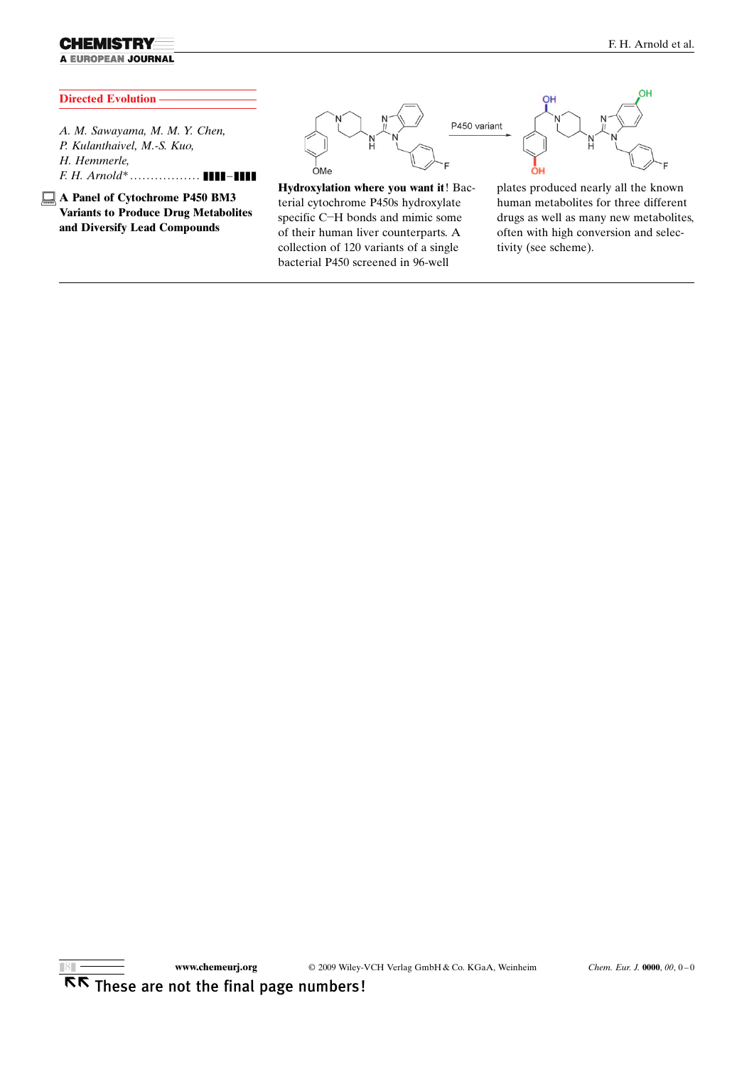**Directed Evolution**

*A. M. Sawayama, M. M. Y. Chen, P. Kulanthaivel, M.-S. Kuo, H. Hemmerle, F. H. Arnold\**

**A Panel of Cytochrome P450 BM3 Variants to Produce Drug Metabolites and Diversify Lead Compounds**

P450 variant

**Hydroxylation where you want it**! Bacterial cytochrome P450s hydroxylate specific C–H bonds and mimic some of their human liver counterparts. A collection of 120 variants of a single bacterial P450 screened in 96-well plates produced nearly all the known human metabolites for three different drugs as well as many new metabolites, often with high conversion and selectivity (see scheme).